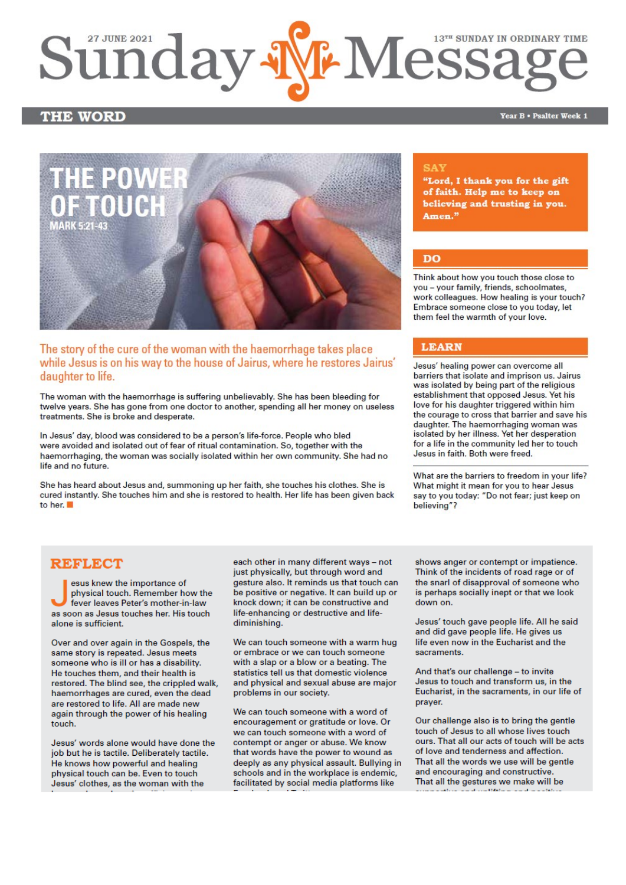27 JUNE 2021

# Sunday Message

13TH SUNDAY IN ORDINARY TIME

## THE WORD

Year B • Psalter Week 1

# THE POWER OF TOUCH

MARK 5:21-43

**The story of the cure of the woman with the haemorrhage takes place while Jesus is on his way to the house of Jairus, where he restores Jairus' daughter to life.**

The woman with the haemorrhage is suffering unbelievably. She has been bleeding for twelve years. She has gone from one doctor to another, spending all her money on useless treatments. She is broke and desperate.

In Jesus' day, blood was considered to be a person's life-force. People who bled were avoided and isolated out of fear of ritual contamination. So, together with the haemorrhaging, the woman was socially isolated within her own community. She had no life and no future.

She has heard about Jesus and, summoning up her faith, she touches his clothes. She is cured instantly. She touches him and she is restored to health. Her life has been given back to her.

## SAY

**"Lord, I thank you for the gift of faith. Help me to keep on believing and trusting in you. Amen."**

## DO

Think about how you touch those close to you – your family, friends, schoolmates, work colleagues. How healing is your touch? Embrace someone close to you today, let them feel the warmth of your love.

## LEARN

Jesus' healing power can overcome all barriers that isolate and imprison us. Jairus was isolated by being part of the religious establishment that opposed Jesus. Yet his love for his daughter triggered within him the courage to cross that barrier and save his daughter. The haemorrhaging woman was isolated by her illness. Yet her desperation for a life in the community led her to touch Jesus in faith. Both were freed.

What are the barriers to freedom in your life? What might it mean for you to hear Jesus say to you today: "Do not fear; just keep on believing"?

## REFLECT

Jesus knew the importance of physical touch. Remember how the fever leaves Peter's mother-in-law as soon as Jesus touches her. His touch alone is sufficient.

Over and over again in the Gospels, the same story is repeated. Jesus meets someone who is ill or has a disability. He touches them, and their health is restored. The blind see, the crippled walk, haemorrhages are cured, even the dead are restored to life. All are made new again through the power of his healing touch.

Jesus' words alone would have done the job but he is tactile. Deliberately tactile. He knows how powerful and healing physical touch can be. Even to touch Jesus' clothes, as the woman with the

each other in many different ways – not just physically, but through word and gesture also. It reminds us that touch can be positive or negative. It can build up or knock down; it can be constructive and life-enhancing or destructive and life-diminishing.

We can touch someone with a warm hug or embrace or we can touch someone with a slap or a blow or a beating. The statistics tell us that domestic violence and physical and sexual abuse are major problems in our society.

We can touch someone with a word of encouragement or gratitude or love. Or we can touch someone with a word of contempt or anger or abuse. We know that words have the power to wound as deeply as any physical assault. Bullying in schools and in the workplace is endemic, facilitated by social media platforms like

shows anger or contempt or impatience. Think of the incidents of road rage or of the snarl of disapproval of someone who is perhaps socially inept or that we look down on.

Jesus' touch gave people life. All he said and did gave people life. He gives us life even now in the Eucharist and the sacraments.

And that's our challenge – to invite Jesus to touch and transform us, in the Eucharist, in the sacraments, in our life of prayer.

Our challenge also is to bring the gentle touch of Jesus to all whose lives touch ours. That all our acts of touch will be acts of love and tenderness and affection. That all the words we use will be gentle and encouraging and constructive. That all the gestures we make will be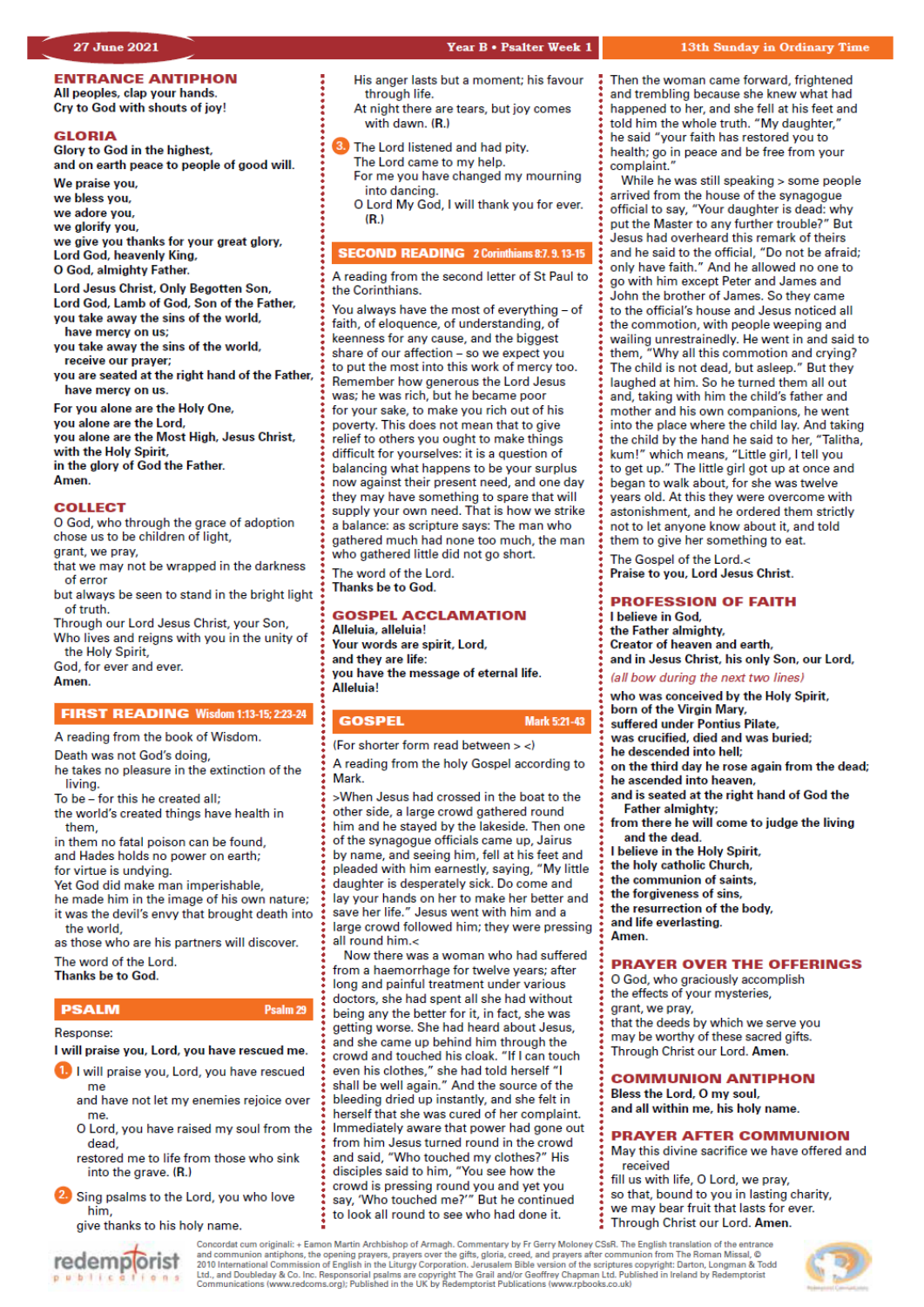27 June 2021 | Year B • Psalter Week 1 | 13th Sunday in Ordinary Time

## ENTRANCE ANTIPHON

**All peoples, clap your hands.**
**Cry to God with shouts of joy!**

## GLORIA

**Glory to God in the highest,**
**and on earth peace to people of good will.**

**We praise you,**
**we bless you,**
**we adore you,**
**we glorify you,**
**we give you thanks for your great glory,**
**Lord God, heavenly King,**
**O God, almighty Father.**

**Lord Jesus Christ, Only Begotten Son,**
**Lord God, Lamb of God, Son of the Father,**
**you take away the sins of the world,**
**have mercy on us;**
**you take away the sins of the world,**
**receive our prayer;**
**you are seated at the right hand of the Father,**
**have mercy on us.**

**For you alone are the Holy One,**
**you alone are the Lord,**
**you alone are the Most High, Jesus Christ,**
**with the Holy Spirit,**
**in the glory of God the Father.**
**Amen.**

## COLLECT

O God, who through the grace of adoption
chose us to be children of light,
grant, we pray,
that we may not be wrapped in the darkness
of error
but always be seen to stand in the bright light
of truth.
Through our Lord Jesus Christ, your Son,
Who lives and reigns with you in the unity of
the Holy Spirit,
God, for ever and ever.
**Amen.**

## FIRST READING Wisdom 1:13-15; 2:23-24

A reading from the book of Wisdom.

Death was not God's doing,
he takes no pleasure in the extinction of the
living.
To be – for this he created all;
the world's created things have health in
them,
in them no fatal poison can be found,
and Hades holds no power on earth;
for virtue is undying.
Yet God did make man imperishable,
he made him in the image of his own nature;
it was the devil's envy that brought death into
the world,
as those who are his partners will discover.

The word of the Lord.
**Thanks be to God.**

## PSALM Psalm 29

Response:
**I will praise you, Lord, you have rescued me.**

1. I will praise you, Lord, you have rescued
me
and have not let my enemies rejoice over
me.
O Lord, you have raised my soul from the
dead,
restored me to life from those who sink
into the grave. **(R.)**

2. Sing psalms to the Lord, you who love
him,
give thanks to his holy name.
His anger lasts but a moment; his favour
through life.
At night there are tears, but joy comes
with dawn. **(R.)**

3. The Lord listened and had pity.
The Lord came to my help.
For me you have changed my mourning
into dancing.
O Lord My God, I will thank you for ever.
**(R.)**

## SECOND READING 2 Corinthians 8:7. 9. 13-15

A reading from the second letter of St Paul to the Corinthians.

You always have the most of everything – of faith, of eloquence, of understanding, of keenness for any cause, and the biggest share of our affection – so we expect you to put the most into this work of mercy too. Remember how generous the Lord Jesus was; he was rich, but he became poor for your sake, to make you rich out of his poverty. This does not mean that to give relief to others you ought to make things difficult for yourselves: it is a question of balancing what happens to be your surplus now against their present need, and one day they may have something to spare that will supply your own need. That is how we strike a balance: as scripture says: The man who gathered much had none too much, the man who gathered little did not go short.

The word of the Lord.
**Thanks be to God.**

## GOSPEL ACCLAMATION

**Alleluia, alleluia!**
**Your words are spirit, Lord,**
**and they are life:**
**you have the message of eternal life.**
**Alleluia!**

## GOSPEL Mark 5:21-43

(For shorter form read between > <)

A reading from the holy Gospel according to Mark.

>When Jesus had crossed in the boat to the other side, a large crowd gathered round him and he stayed by the lakeside. Then one of the synagogue officials came up, Jairus by name, and seeing him, fell at his feet and pleaded with him earnestly, saying, "My little daughter is desperately sick. Do come and lay your hands on her to make her better and save her life." Jesus went with him and a large crowd followed him; they were pressing all round him.<

Now there was a woman who had suffered from a haemorrhage for twelve years; after long and painful treatment under various doctors, she had spent all she had without being any the better for it, in fact, she was getting worse. She had heard about Jesus, and she came up behind him through the crowd and touched his cloak. "If I can touch even his clothes," she had told herself "I shall be well again." And the source of the bleeding dried up instantly, and she felt in herself that she was cured of her complaint. Immediately aware that power had gone out from him Jesus turned round in the crowd and said, "Who touched my clothes?" His disciples said to him, "You see how the crowd is pressing round you and yet you say, 'Who touched me?'" But he continued to look all round to see who had done it. Then the woman came forward, frightened and trembling because she knew what had happened to her, and she fell at his feet and told him the whole truth. "My daughter," he said "your faith has restored you to health; go in peace and be free from your complaint."

While he was still speaking > some people arrived from the house of the synagogue official to say, "Your daughter is dead: why put the Master to any further trouble?" But Jesus had overheard this remark of theirs and he said to the official, "Do not be afraid; only have faith." And he allowed no one to go with him except Peter and James and John the brother of James. So they came to the official's house and Jesus noticed all the commotion, with people weeping and wailing unrestrainedly. He went in and said to them, "Why all this commotion and crying? The child is not dead, but asleep." But they laughed at him. So he turned them all out and, taking with him the child's father and mother and his own companions, he went into the place where the child lay. And taking the child by the hand he said to her, "Talitha, kum!" which means, "Little girl, I tell you to get up." The little girl got up at once and began to walk about, for she was twelve years old. At this they were overcome with astonishment, and he ordered them strictly not to let anyone know about it, and told them to give her something to eat.

The Gospel of the Lord.<
**Praise to you, Lord Jesus Christ.**

## PROFESSION OF FAITH

**I believe in God,**
**the Father almighty,**
**Creator of heaven and earth,**
**and in Jesus Christ, his only Son, our Lord,**
*(all bow during the next two lines)*
**who was conceived by the Holy Spirit,**
**born of the Virgin Mary,**
**suffered under Pontius Pilate,**
**was crucified, died and was buried;**
**he descended into hell;**
**on the third day he rose again from the dead;**
**he ascended into heaven,**
**and is seated at the right hand of God the**
**Father almighty;**
**from there he will come to judge the living**
**and the dead.**
**I believe in the Holy Spirit,**
**the holy catholic Church,**
**the communion of saints,**
**the forgiveness of sins,**
**the resurrection of the body,**
**and life everlasting.**
**Amen.**

## PRAYER OVER THE OFFERINGS

O God, who graciously accomplish
the effects of your mysteries,
grant, we pray,
that the deeds by which we serve you
may be worthy of these sacred gifts.
Through Christ our Lord. **Amen.**

## COMMUNION ANTIPHON

**Bless the Lord, O my soul,**
**and all within me, his holy name.**

## PRAYER AFTER COMMUNION

May this divine sacrifice we have offered and
received
fill us with life, O Lord, we pray,
so that, bound to you in lasting charity,
we may bear fruit that lasts for ever.
Through Christ our Lord. **Amen.**

Concordat cum originali: + Eamon Martin Archbishop of Armagh. Commentary by Fr Gerry Moloney CSsR. The English translation of the entrance and communion antiphons, the opening prayers, prayers over the gifts, gloria, creed, and prayers after communion from The Roman Missal, © 2010 International Commission of English in the Liturgy Corporation. Jerusalem Bible version of the scriptures copyright: Darton, Longman & Todd Ltd., and Doubleday & Co. Inc. Responsorial psalms are copyright The Grail and/or Geoffrey Chapman Ltd. Published in Ireland by Redemptorist Communications (www.redcoms.org); Published in the UK by Redemptorist Publications (www.rpbooks.co.uk)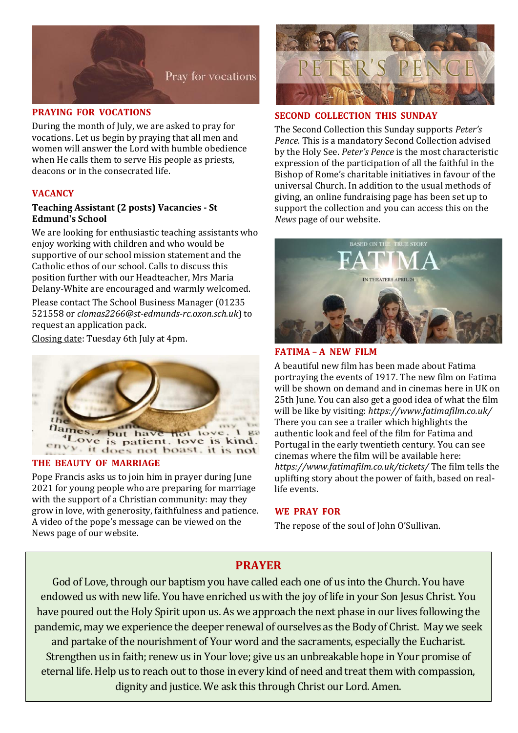## PRAYING FOR VOCATIONS

During the month of July, we are asked to pray for vocations. Let us begin by praying that all men and women will answer the Lord with humble obedience when He calls them to serve His people as priests, deacons or in the consecrated life.

## VACANCY

**Teaching Assistant (2 posts) Vacancies - St Edmund's School**

We are looking for enthusiastic teaching assistants who enjoy working with children and who would be supportive of our school mission statement and the Catholic ethos of our school. Calls to discuss this position further with our Headteacher, Mrs Maria Delany-White are encouraged and warmly welcomed.

Please contact The School Business Manager (01235 521558 or *clomas2266@st-edmunds-rc.oxon.sch.uk*) to request an application pack.

Closing date: Tuesday 6th July at 4pm.

## THE BEAUTY OF MARRIAGE

Pope Francis asks us to join him in prayer during June 2021 for young people who are preparing for marriage with the support of a Christian community: may they grow in love, with generosity, faithfulness and patience. A video of the pope's message can be viewed on the News page of our website.

## SECOND COLLECTION THIS SUNDAY

The Second Collection this Sunday supports *Peter's Pence*. This is a mandatory Second Collection advised by the Holy See. *Peter's Pence* is the most characteristic expression of the participation of all the faithful in the Bishop of Rome's charitable initiatives in favour of the universal Church. In addition to the usual methods of giving, an online fundraising page has been set up to support the collection and you can access this on the *News* page of our website.

## FATIMA – A NEW FILM

A beautiful new film has been made about Fatima portraying the events of 1917. The new film on Fatima will be shown on demand and in cinemas here in UK on 25th June. You can also get a good idea of what the film will be like by visiting: *https://www.fatimafilm.co.uk/* There you can see a trailer which highlights the authentic look and feel of the film for Fatima and Portugal in the early twentieth century. You can see cinemas where the film will be available here: *https://www.fatimafilm.co.uk/tickets/* The film tells the uplifting story about the power of faith, based on real-life events.

## WE PRAY FOR

The repose of the soul of John O'Sullivan.

## PRAYER

God of Love, through our baptism you have called each one of us into the Church. You have endowed us with new life. You have enriched us with the joy of life in your Son Jesus Christ. You have poured out the Holy Spirit upon us. As we approach the next phase in our lives following the pandemic, may we experience the deeper renewal of ourselves as the Body of Christ. May we seek and partake of the nourishment of Your word and the sacraments, especially the Eucharist. Strengthen us in faith; renew us in Your love; give us an unbreakable hope in Your promise of eternal life. Help us to reach out to those in every kind of need and treat them with compassion, dignity and justice. We ask this through Christ our Lord. Amen.